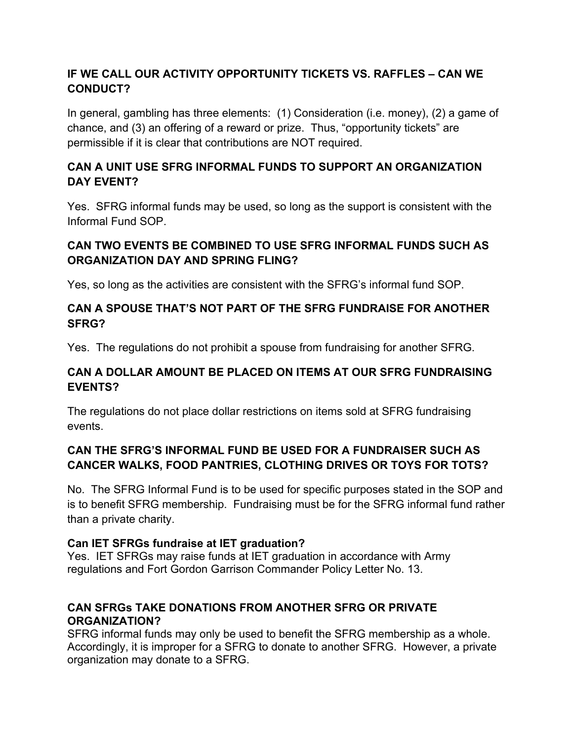### IF WE CALL OUR ACTIVITY OPPORTUNITY TICKETS VS. RAFFLES – CAN WE CONDUCT?

In general, gambling has three elements: (1) Consideration (i.e. money), (2) a game of chance, and (3) an offering of a reward or prize. Thus, "opportunity tickets" are permissible if it is clear that contributions are NOT required.

### CAN A UNIT USE SFRG INFORMAL FUNDS TO SUPPORT AN ORGANIZATION DAY EVENT?

Yes. SFRG informal funds may be used, so long as the support is consistent with the Informal Fund SOP.

### CAN TWO EVENTS BE COMBINED TO USE SFRG INFORMAL FUNDS SUCH AS ORGANIZATION DAY AND SPRING FLING?

Yes, so long as the activities are consistent with the SFRG's informal fund SOP.

### CAN A SPOUSE THAT'S NOT PART OF THE SFRG FUNDRAISE FOR ANOTHER SFRG?

Yes. The regulations do not prohibit a spouse from fundraising for another SFRG.

### CAN A DOLLAR AMOUNT BE PLACED ON ITEMS AT OUR SFRG FUNDRAISING EVENTS?

The regulations do not place dollar restrictions on items sold at SFRG fundraising events.

### CAN THE SFRG'S INFORMAL FUND BE USED FOR A FUNDRAISER SUCH AS CANCER WALKS, FOOD PANTRIES, CLOTHING DRIVES OR TOYS FOR TOTS?

No. The SFRG Informal Fund is to be used for specific purposes stated in the SOP and is to benefit SFRG membership. Fundraising must be for the SFRG informal fund rather than a private charity.

### Can IET SFRGs fundraise at IET graduation?

Yes. IET SFRGs may raise funds at IET graduation in accordance with Army regulations and Fort Gordon Garrison Commander Policy Letter No. 13.

### CAN SFRGs TAKE DONATIONS FROM ANOTHER SFRG OR PRIVATE ORGANIZATION?

SFRG informal funds may only be used to benefit the SFRG membership as a whole. Accordingly, it is improper for a SFRG to donate to another SFRG. However, a private organization may donate to a SFRG.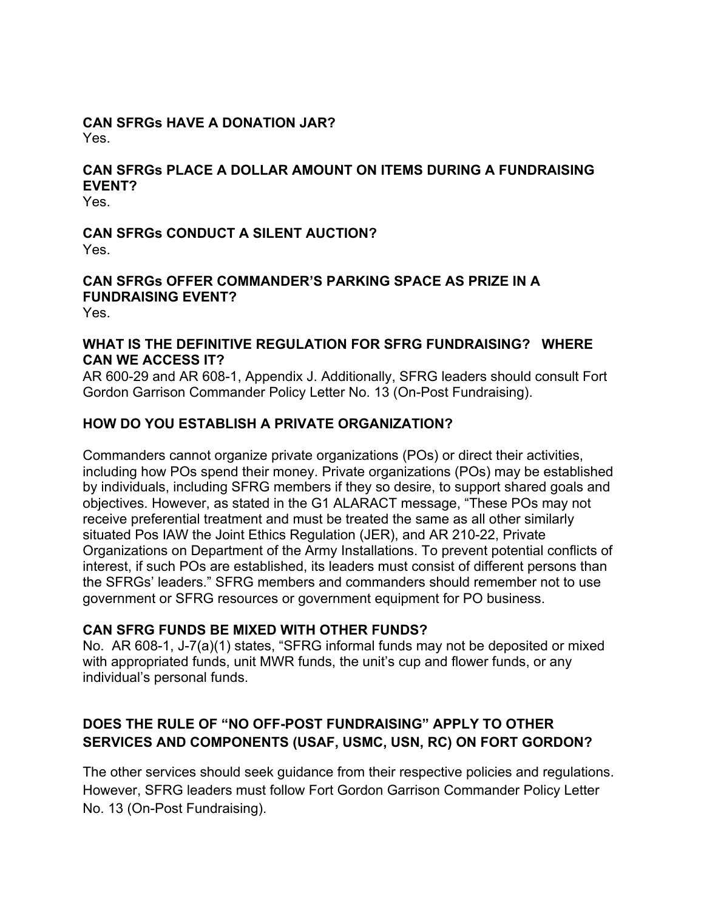**CAN SFRGs HAVE A DONATION JAR?**
Yes.

**CAN SFRGs PLACE A DOLLAR AMOUNT ON ITEMS DURING A FUNDRAISING EVENT?**
Yes.

**CAN SFRGs CONDUCT A SILENT AUCTION?**
Yes.

**CAN SFRGs OFFER COMMANDER'S PARKING SPACE AS PRIZE IN A FUNDRAISING EVENT?**
Yes.

**WHAT IS THE DEFINITIVE REGULATION FOR SFRG FUNDRAISING? WHERE CAN WE ACCESS IT?**
AR 600-29 and AR 608-1, Appendix J. Additionally, SFRG leaders should consult Fort Gordon Garrison Commander Policy Letter No. 13 (On-Post Fundraising).

**HOW DO YOU ESTABLISH A PRIVATE ORGANIZATION?**

Commanders cannot organize private organizations (POs) or direct their activities, including how POs spend their money. Private organizations (POs) may be established by individuals, including SFRG members if they so desire, to support shared goals and objectives. However, as stated in the G1 ALARACT message, "These POs may not receive preferential treatment and must be treated the same as all other similarly situated Pos IAW the Joint Ethics Regulation (JER), and AR 210-22, Private Organizations on Department of the Army Installations. To prevent potential conflicts of interest, if such POs are established, its leaders must consist of different persons than the SFRGs' leaders." SFRG members and commanders should remember not to use government or SFRG resources or government equipment for PO business.

**CAN SFRG FUNDS BE MIXED WITH OTHER FUNDS?**
No. AR 608-1, J-7(a)(1) states, "SFRG informal funds may not be deposited or mixed with appropriated funds, unit MWR funds, the unit's cup and flower funds, or any individual's personal funds.

**DOES THE RULE OF "NO OFF-POST FUNDRAISING" APPLY TO OTHER SERVICES AND COMPONENTS (USAF, USMC, USN, RC) ON FORT GORDON?**

The other services should seek guidance from their respective policies and regulations. However, SFRG leaders must follow Fort Gordon Garrison Commander Policy Letter No. 13 (On-Post Fundraising).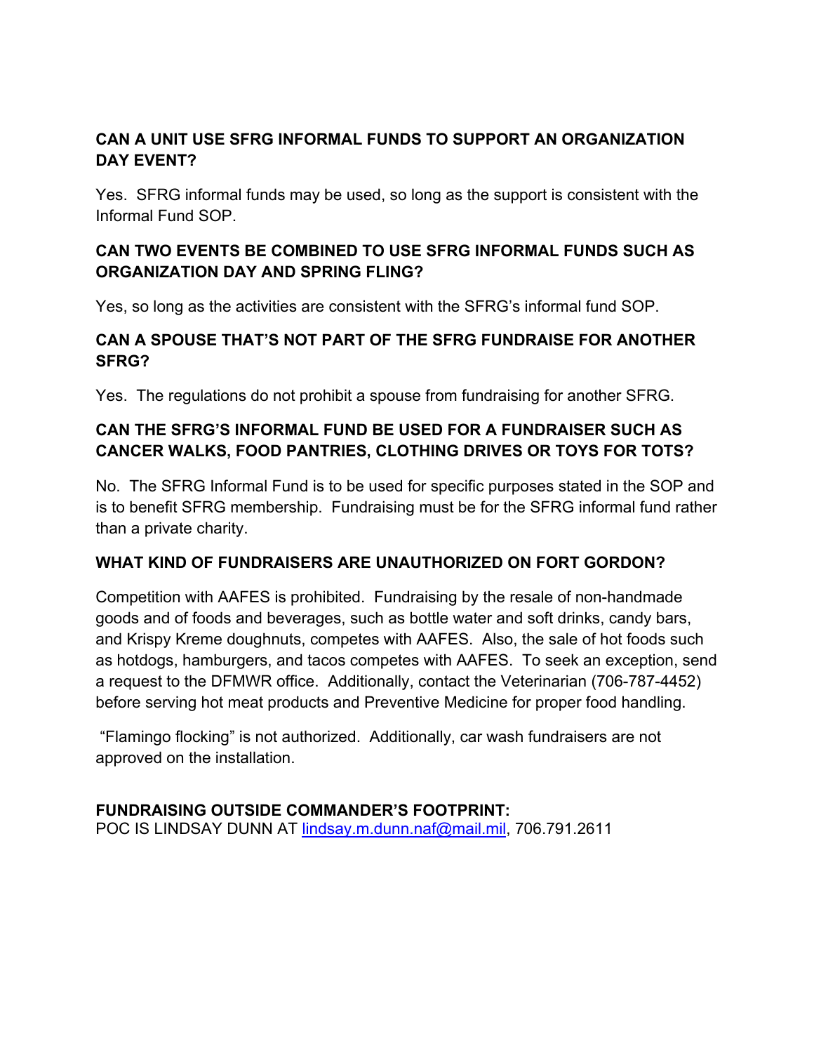**CAN A UNIT USE SFRG INFORMAL FUNDS TO SUPPORT AN ORGANIZATION DAY EVENT?**

Yes. SFRG informal funds may be used, so long as the support is consistent with the Informal Fund SOP.

**CAN TWO EVENTS BE COMBINED TO USE SFRG INFORMAL FUNDS SUCH AS ORGANIZATION DAY AND SPRING FLING?**

Yes, so long as the activities are consistent with the SFRG's informal fund SOP.

**CAN A SPOUSE THAT'S NOT PART OF THE SFRG FUNDRAISE FOR ANOTHER SFRG?**

Yes. The regulations do not prohibit a spouse from fundraising for another SFRG.

**CAN THE SFRG'S INFORMAL FUND BE USED FOR A FUNDRAISER SUCH AS CANCER WALKS, FOOD PANTRIES, CLOTHING DRIVES OR TOYS FOR TOTS?**

No. The SFRG Informal Fund is to be used for specific purposes stated in the SOP and is to benefit SFRG membership. Fundraising must be for the SFRG informal fund rather than a private charity.

**WHAT KIND OF FUNDRAISERS ARE UNAUTHORIZED ON FORT GORDON?**

Competition with AAFES is prohibited. Fundraising by the resale of non-handmade goods and of foods and beverages, such as bottle water and soft drinks, candy bars, and Krispy Kreme doughnuts, competes with AAFES. Also, the sale of hot foods such as hotdogs, hamburgers, and tacos competes with AAFES. To seek an exception, send a request to the DFMWR office. Additionally, contact the Veterinarian (706-787-4452) before serving hot meat products and Preventive Medicine for proper food handling.

"Flamingo flocking" is not authorized. Additionally, car wash fundraisers are not approved on the installation.

**FUNDRAISING OUTSIDE COMMANDER'S FOOTPRINT:**
POC IS LINDSAY DUNN AT lindsay.m.dunn.naf@mail.mil, 706.791.2611